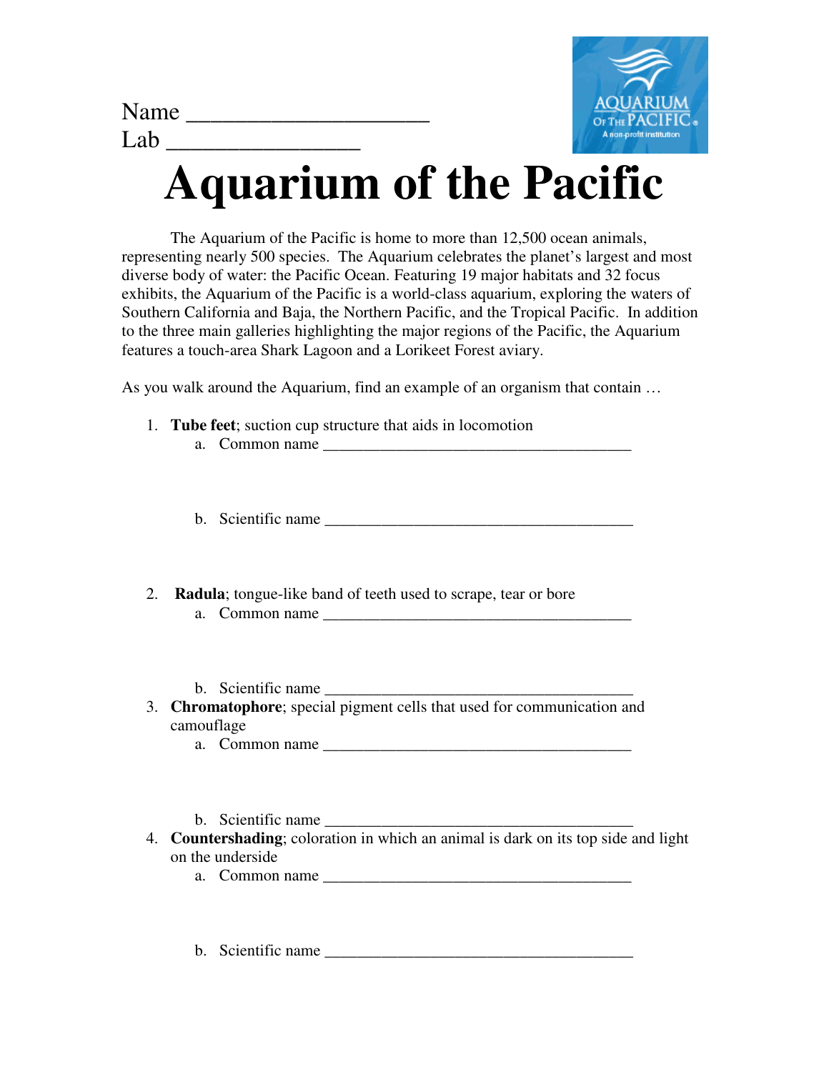Name ____________________
Lab ________________

# Aquarium of the Pacific

The Aquarium of the Pacific is home to more than 12,500 ocean animals, representing nearly 500 species. The Aquarium celebrates the planet's largest and most diverse body of water: the Pacific Ocean. Featuring 19 major habitats and 32 focus exhibits, the Aquarium of the Pacific is a world-class aquarium, exploring the waters of Southern California and Baja, the Northern Pacific, and the Tropical Pacific. In addition to the three main galleries highlighting the major regions of the Pacific, the Aquarium features a touch-area Shark Lagoon and a Lorikeet Forest aviary.

As you walk around the Aquarium, find an example of an organism that contain …

1. **Tube feet**; suction cup structure that aids in locomotion
   a. Common name ______________________________________

   b. Scientific name ______________________________________

2. **Radula**; tongue-like band of teeth used to scrape, tear or bore
   a. Common name ______________________________________

   b. Scientific name ______________________________________

3. **Chromatophore**; special pigment cells that used for communication and camouflage
   a. Common name ______________________________________

   b. Scientific name ______________________________________

4. **Countershading**; coloration in which an animal is dark on its top side and light on the underside
   a. Common name ______________________________________

   b. Scientific name ______________________________________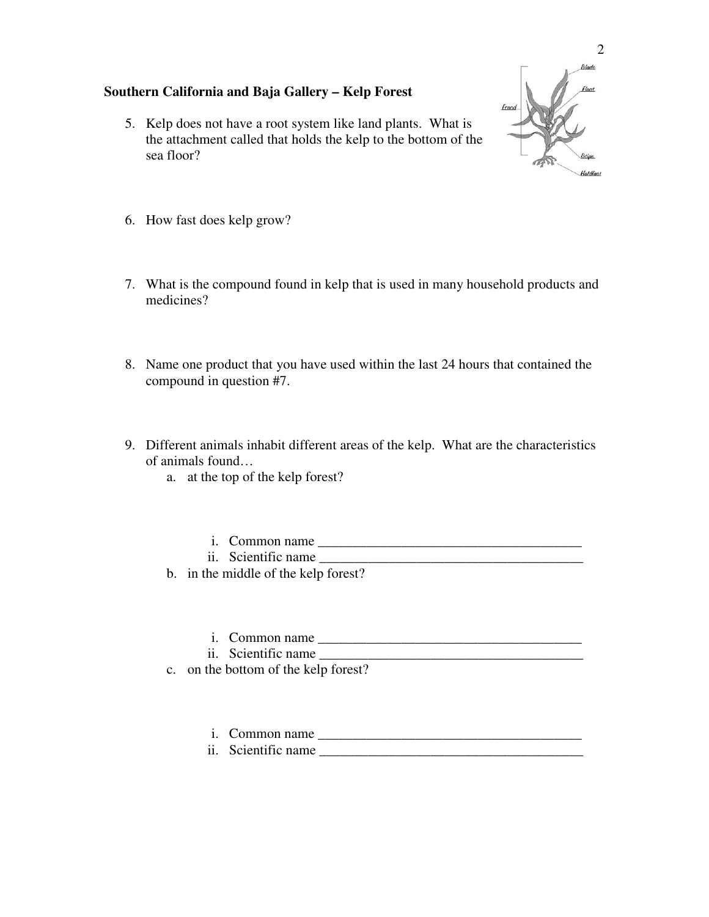## Southern California and Baja Gallery – Kelp Forest

5. Kelp does not have a root system like land plants. What is the attachment called that holds the kelp to the bottom of the sea floor?

6. How fast does kelp grow?

7. What is the compound found in kelp that is used in many household products and medicines?

8. Name one product that you have used within the last 24 hours that contained the compound in question #7.

9. Different animals inhabit different areas of the kelp. What are the characteristics of animals found…
   a. at the top of the kelp forest?
      i. Common name _______________________________________
      ii. Scientific name _______________________________________
   b. in the middle of the kelp forest?
      i. Common name _______________________________________
      ii. Scientific name _______________________________________
   c. on the bottom of the kelp forest?
      i. Common name _______________________________________
      ii. Scientific name _______________________________________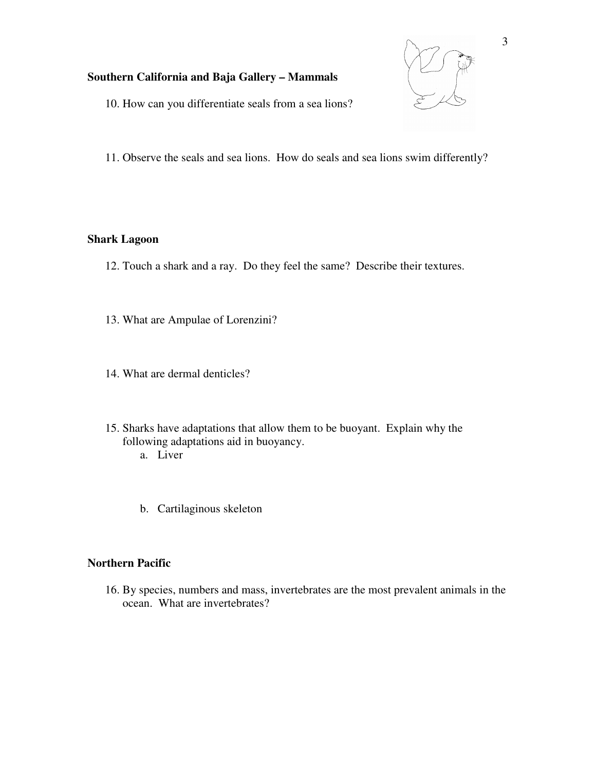**Southern California and Baja Gallery – Mammals**

10. How can you differentiate seals from a sea lions?

11. Observe the seals and sea lions. How do seals and sea lions swim differently?

**Shark Lagoon**

12. Touch a shark and a ray. Do they feel the same? Describe their textures.

13. What are Ampulae of Lorenzini?

14. What are dermal denticles?

15. Sharks have adaptations that allow them to be buoyant. Explain why the following adaptations aid in buoyancy.
    a. Liver

    b. Cartilaginous skeleton

**Northern Pacific**

16. By species, numbers and mass, invertebrates are the most prevalent animals in the ocean. What are invertebrates?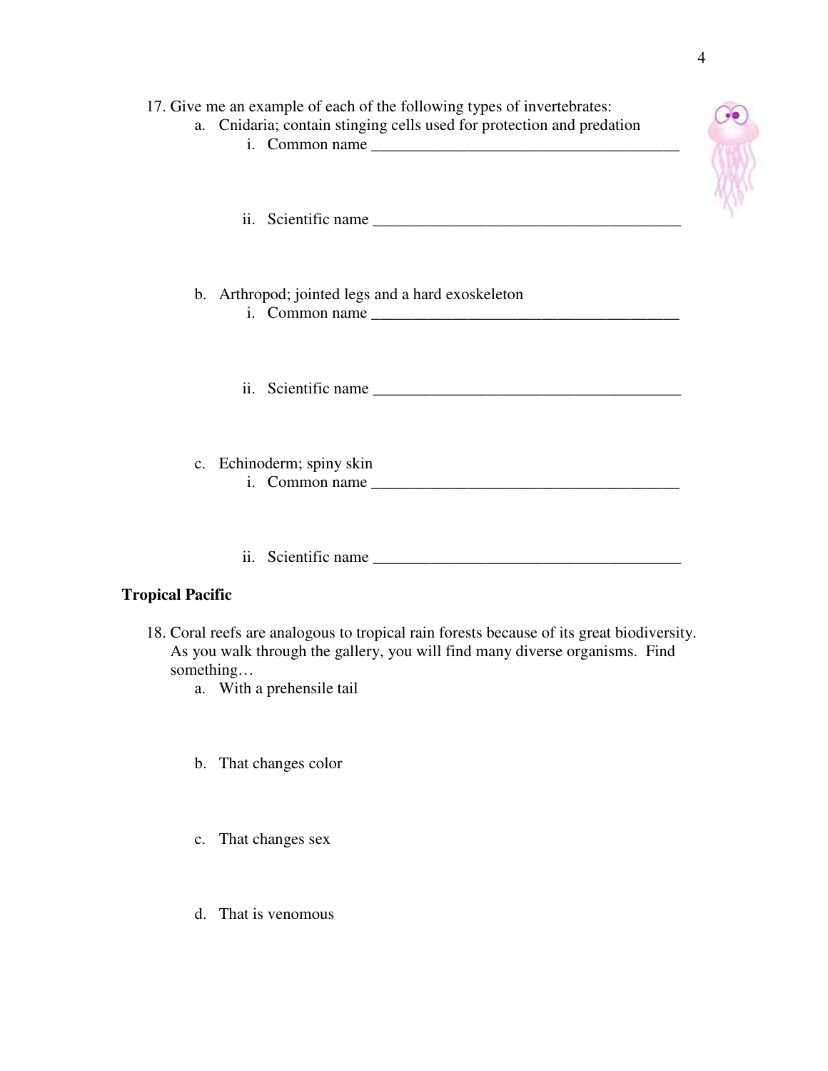17. Give me an example of each of the following types of invertebrates:
    a. Cnidaria; contain stinging cells used for protection and predation
        i. Common name ______________________________________

        ii. Scientific name ______________________________________

    b. Arthropod; jointed legs and a hard exoskeleton
        i. Common name ______________________________________

        ii. Scientific name ______________________________________

    c. Echinoderm; spiny skin
        i. Common name ______________________________________

        ii. Scientific name ______________________________________

**Tropical Pacific**

18. Coral reefs are analogous to tropical rain forests because of its great biodiversity. As you walk through the gallery, you will find many diverse organisms. Find something…
    a. With a prehensile tail

    b. That changes color

    c. That changes sex

    d. That is venomous